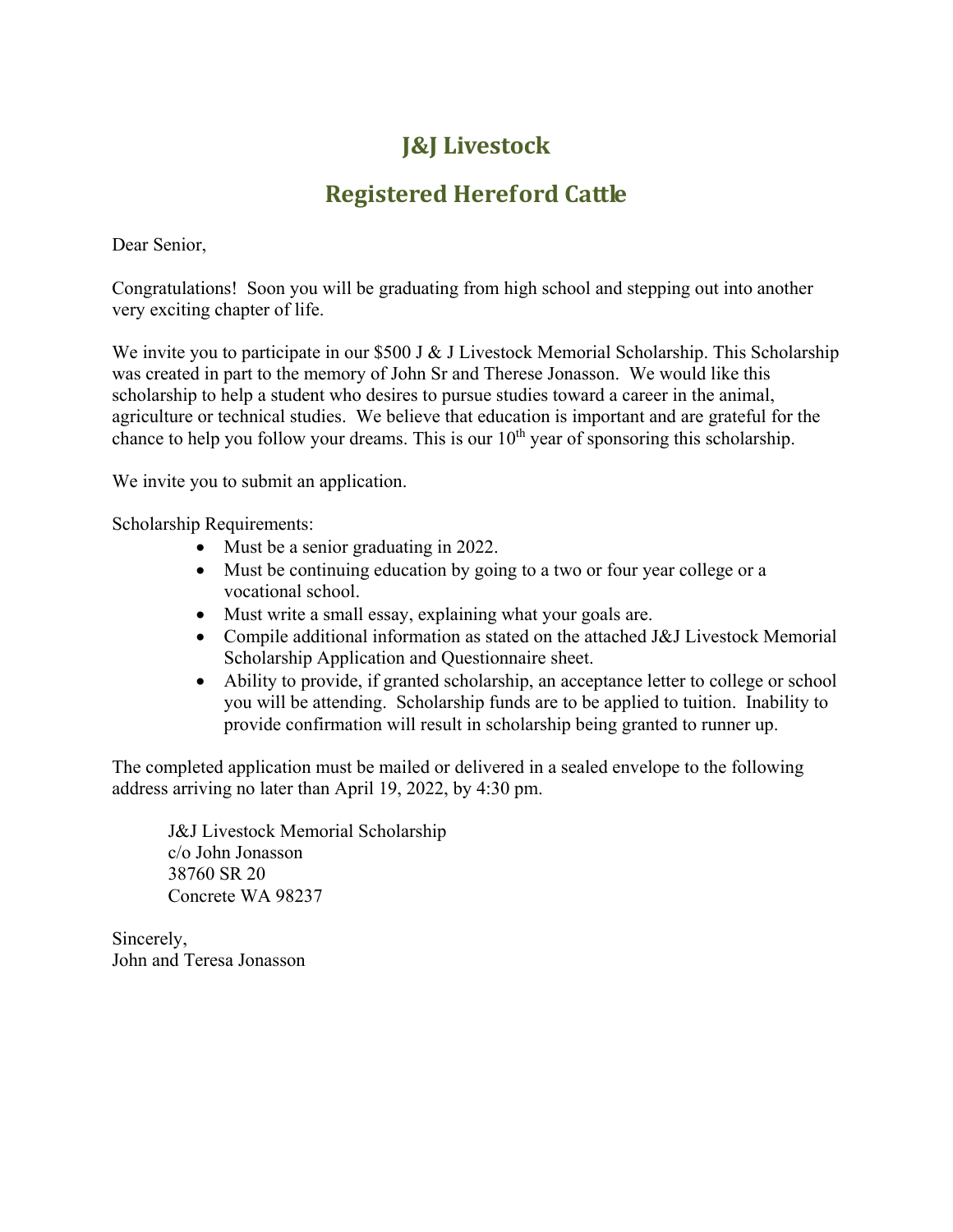# J&J Livestock

## Registered Hereford Cattle

Dear Senior,

Congratulations!  Soon you will be graduating from high school and stepping out into another very exciting chapter of life.

We invite you to participate in our $500 J & J Livestock Memorial Scholarship. This Scholarship was created in part to the memory of John Sr and Therese Jonasson.  We would like this scholarship to help a student who desires to pursue studies toward a career in the animal, agriculture or technical studies.  We believe that education is important and are grateful for the chance to help you follow your dreams. This is our 10th year of sponsoring this scholarship.

We invite you to submit an application.

Scholarship Requirements:

- Must be a senior graduating in 2022.
- Must be continuing education by going to a two or four year college or a vocational school.
- Must write a small essay, explaining what your goals are.
- Compile additional information as stated on the attached J&J Livestock Memorial Scholarship Application and Questionnaire sheet.
- Ability to provide, if granted scholarship, an acceptance letter to college or school you will be attending.  Scholarship funds are to be applied to tuition.  Inability to provide confirmation will result in scholarship being granted to runner up.

The completed application must be mailed or delivered in a sealed envelope to the following address arriving no later than April 19, 2022, by 4:30 pm.

J&J Livestock Memorial Scholarship
c/o John Jonasson
38760 SR 20
Concrete WA 98237

Sincerely,
John and Teresa Jonasson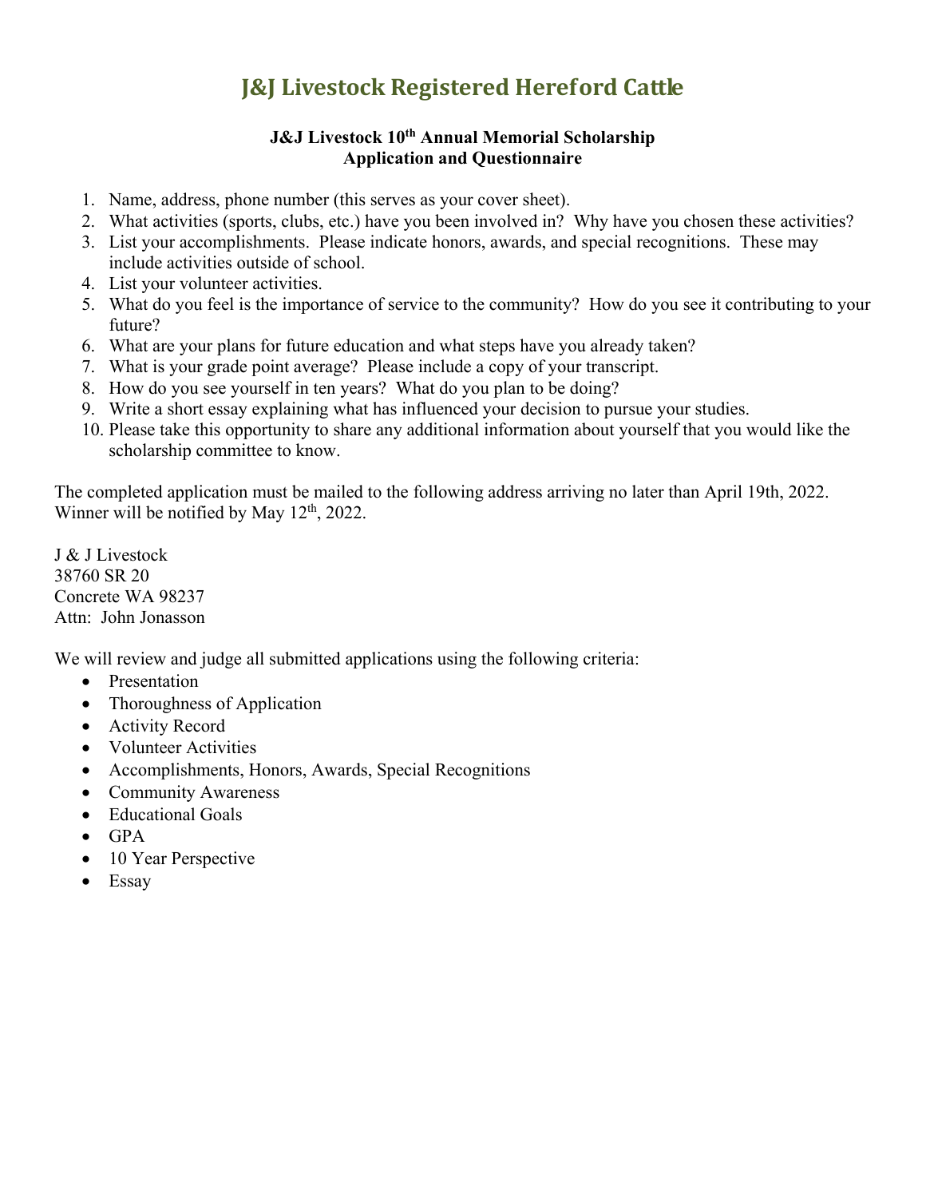# J&J Livestock Registered Hereford Cattle

**J&J Livestock 10th Annual Memorial Scholarship**
**Application and Questionnaire**

1. Name, address, phone number (this serves as your cover sheet).
2. What activities (sports, clubs, etc.) have you been involved in? Why have you chosen these activities?
3. List your accomplishments. Please indicate honors, awards, and special recognitions. These may include activities outside of school.
4. List your volunteer activities.
5. What do you feel is the importance of service to the community? How do you see it contributing to your future?
6. What are your plans for future education and what steps have you already taken?
7. What is your grade point average? Please include a copy of your transcript.
8. How do you see yourself in ten years? What do you plan to be doing?
9. Write a short essay explaining what has influenced your decision to pursue your studies.
10. Please take this opportunity to share any additional information about yourself that you would like the scholarship committee to know.

The completed application must be mailed to the following address arriving no later than April 19th, 2022. Winner will be notified by May 12th, 2022.

J & J Livestock
38760 SR 20
Concrete WA 98237
Attn: John Jonasson

We will review and judge all submitted applications using the following criteria:

- Presentation
- Thoroughness of Application
- Activity Record
- Volunteer Activities
- Accomplishments, Honors, Awards, Special Recognitions
- Community Awareness
- Educational Goals
- GPA
- 10 Year Perspective
- Essay